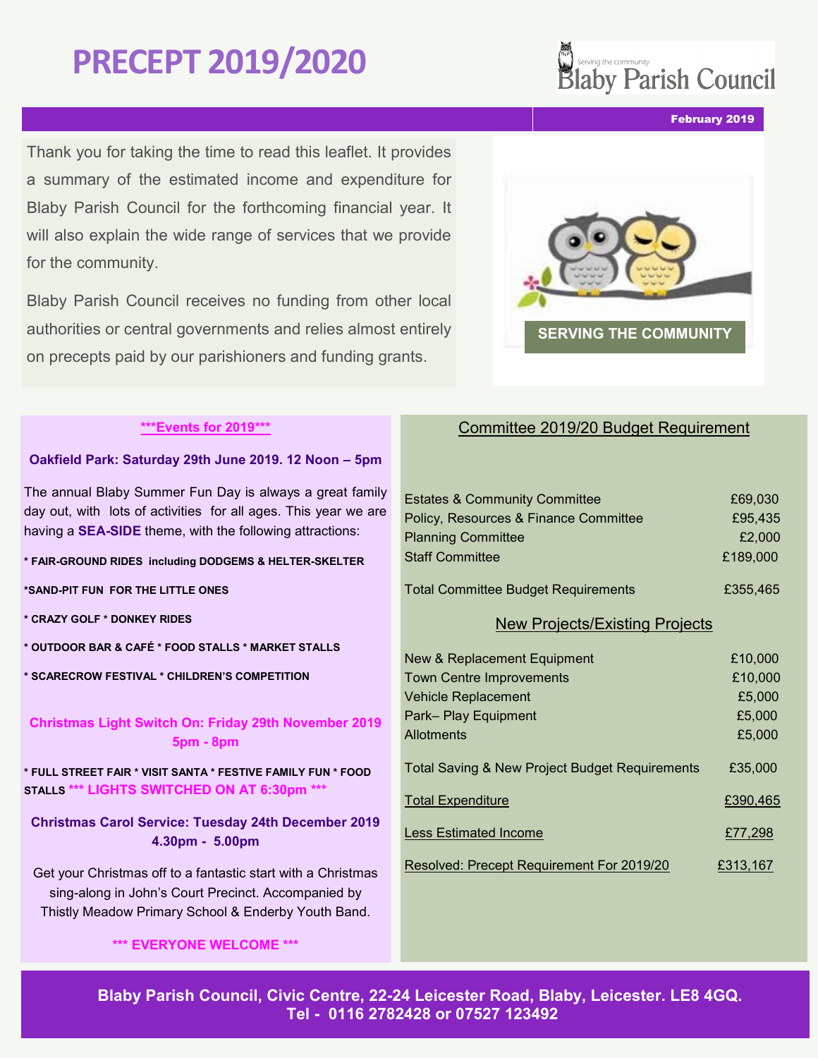# PRECEPT 2019/2020

Serving the community
Blaby Parish Council

February 2019

Thank you for taking the time to read this leaflet. It provides a summary of the estimated income and expenditure for Blaby Parish Council for the forthcoming financial year. It will also explain the wide range of services that we provide for the community.

Blaby Parish Council receives no funding from other local authorities or central governments and relies almost entirely on precepts paid by our parishioners and funding grants.

SERVING THE COMMUNITY

## ***Events for 2019***

**Oakfield Park: Saturday 29th June 2019. 12 Noon – 5pm**

The annual Blaby Summer Fun Day is always a great family day out, with lots of activities for all ages. This year we are having a **SEA-SIDE** theme, with the following attractions:

**\* FAIR-GROUND RIDES including DODGEMS & HELTER-SKELTER**

**\*SAND-PIT FUN FOR THE LITTLE ONES**

**\* CRAZY GOLF \* DONKEY RIDES**

**\* OUTDOOR BAR & CAFÉ \* FOOD STALLS \* MARKET STALLS**

**\* SCARECROW FESTIVAL \* CHILDREN'S COMPETITION**

**Christmas Light Switch On: Friday 29th November 2019 5pm - 8pm**

**\* FULL STREET FAIR \* VISIT SANTA \* FESTIVE FAMILY FUN \* FOOD STALLS \*\*\* LIGHTS SWITCHED ON AT 6:30pm \*\*\***

**Christmas Carol Service: Tuesday 24th December 2019 4.30pm - 5.00pm**

Get your Christmas off to a fantastic start with a Christmas sing-along in John's Court Precinct. Accompanied by Thistly Meadow Primary School & Enderby Youth Band.

**\*\*\* EVERYONE WELCOME \*\*\***

## Committee 2019/20 Budget Requirement

| | |
|---|---|
| Estates & Community Committee | £69,030 |
| Policy, Resources & Finance Committee | £95,435 |
| Planning Committee | £2,000 |
| Staff Committee | £189,000 |
| Total Committee Budget Requirements | £355,465 |

## New Projects/Existing Projects

| | |
|---|---|
| New & Replacement Equipment | £10,000 |
| Town Centre Improvements | £10,000 |
| Vehicle Replacement | £5,000 |
| Park– Play Equipment | £5,000 |
| Allotments | £5,000 |
| Total Saving & New Project Budget Requirements | £35,000 |
| Total Expenditure | £390,465 |
| Less Estimated Income | £77,298 |
| Resolved: Precept Requirement For 2019/20 | £313,167 |

**Blaby Parish Council, Civic Centre, 22-24 Leicester Road, Blaby, Leicester. LE8 4GQ.
Tel - 0116 2782428 or 07527 123492**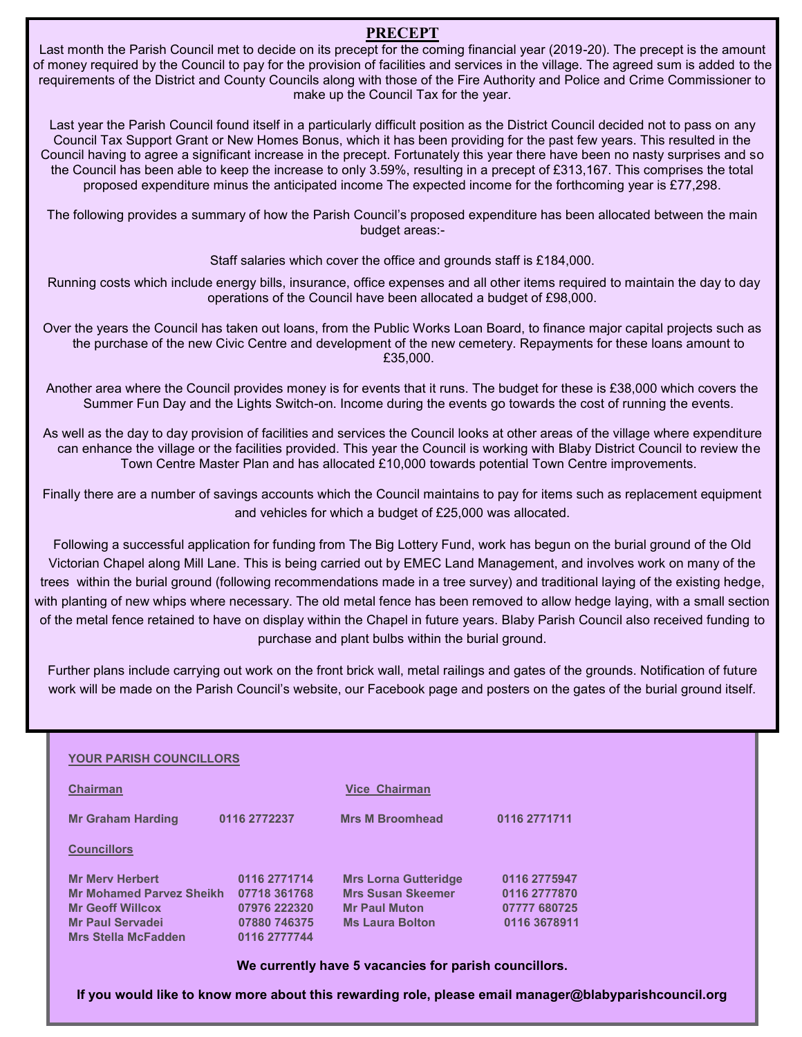## PRECEPT

Last month the Parish Council met to decide on its precept for the coming financial year (2019-20). The precept is the amount of money required by the Council to pay for the provision of facilities and services in the village. The agreed sum is added to the requirements of the District and County Councils along with those of the Fire Authority and Police and Crime Commissioner to make up the Council Tax for the year.

Last year the Parish Council found itself in a particularly difficult position as the District Council decided not to pass on any Council Tax Support Grant or New Homes Bonus, which it has been providing for the past few years. This resulted in the Council having to agree a significant increase in the precept. Fortunately this year there have been no nasty surprises and so the Council has been able to keep the increase to only 3.59%, resulting in a precept of £313,167. This comprises the total proposed expenditure minus the anticipated income The expected income for the forthcoming year is £77,298.

The following provides a summary of how the Parish Council's proposed expenditure has been allocated between the main budget areas:-

Staff salaries which cover the office and grounds staff is £184,000.

Running costs which include energy bills, insurance, office expenses and all other items required to maintain the day to day operations of the Council have been allocated a budget of £98,000.

Over the years the Council has taken out loans, from the Public Works Loan Board, to finance major capital projects such as the purchase of the new Civic Centre and development of the new cemetery. Repayments for these loans amount to £35,000.

Another area where the Council provides money is for events that it runs. The budget for these is £38,000 which covers the Summer Fun Day and the Lights Switch-on. Income during the events go towards the cost of running the events.

As well as the day to day provision of facilities and services the Council looks at other areas of the village where expenditure can enhance the village or the facilities provided. This year the Council is working with Blaby District Council to review the Town Centre Master Plan and has allocated £10,000 towards potential Town Centre improvements.

Finally there are a number of savings accounts which the Council maintains to pay for items such as replacement equipment and vehicles for which a budget of £25,000 was allocated.

Following a successful application for funding from The Big Lottery Fund, work has begun on the burial ground of the Old Victorian Chapel along Mill Lane. This is being carried out by EMEC Land Management, and involves work on many of the trees within the burial ground (following recommendations made in a tree survey) and traditional laying of the existing hedge, with planting of new whips where necessary. The old metal fence has been removed to allow hedge laying, with a small section of the metal fence retained to have on display within the Chapel in future years. Blaby Parish Council also received funding to purchase and plant bulbs within the burial ground.

Further plans include carrying out work on the front brick wall, metal railings and gates of the grounds. Notification of future work will be made on the Parish Council's website, our Facebook page and posters on the gates of the burial ground itself.

**YOUR PARISH COUNCILLORS**

**Chairman**

**Mr Graham Harding** 0116 2772237

**Vice Chairman**

**Mrs M Broomhead** 0116 2771711

**Councillors**

| | | | |
|---|---|---|---|
| Mr Merv Herbert | 0116 2771714 | Mrs Lorna Gutteridge | 0116 2775947 |
| Mr Mohamed Parvez Sheikh | 07718 361768 | Mrs Susan Skeemer | 0116 2777870 |
| Mr Geoff Willcox | 07976 222320 | Mr Paul Muton | 07777 680725 |
| Mr Paul Servadei | 07880 746375 | Ms Laura Bolton | 0116 3678911 |
| Mrs Stella McFadden | 0116 2777744 | | |

**We currently have 5 vacancies for parish councillors.**

**If you would like to know more about this rewarding role, please email manager@blabyparishcouncil.org**